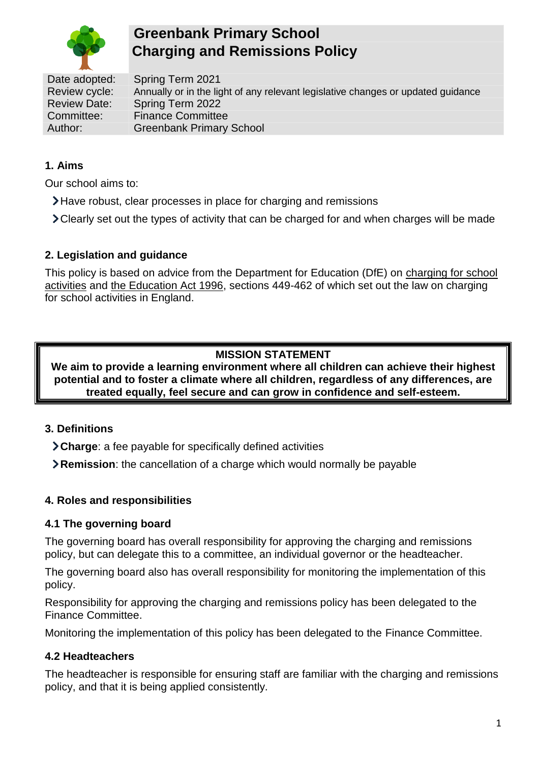# Greenbank Primary School
# Charging and Remissions Policy

| | |
|---|---|
| Date adopted: | Spring Term 2021 |
| Review cycle: | Annually or in the light of any relevant legislative changes or updated guidance |
| Review Date: | Spring Term 2022 |
| Committee: | Finance Committee |
| Author: | Greenbank Primary School |

## 1. Aims

Our school aims to:

- Have robust, clear processes in place for charging and remissions
- Clearly set out the types of activity that can be charged for and when charges will be made

## 2. Legislation and guidance

This policy is based on advice from the Department for Education (DfE) on charging for school activities and the Education Act 1996, sections 449-462 of which set out the law on charging for school activities in England.

**MISSION STATEMENT**
**We aim to provide a learning environment where all children can achieve their highest potential and to foster a climate where all children, regardless of any differences, are treated equally, feel secure and can grow in confidence and self-esteem.**

## 3. Definitions

- **Charge**: a fee payable for specifically defined activities
- **Remission**: the cancellation of a charge which would normally be payable

## 4. Roles and responsibilities

### 4.1 The governing board

The governing board has overall responsibility for approving the charging and remissions policy, but can delegate this to a committee, an individual governor or the headteacher.

The governing board also has overall responsibility for monitoring the implementation of this policy.

Responsibility for approving the charging and remissions policy has been delegated to the Finance Committee.

Monitoring the implementation of this policy has been delegated to the Finance Committee.

### 4.2 Headteachers

The headteacher is responsible for ensuring staff are familiar with the charging and remissions policy, and that it is being applied consistently.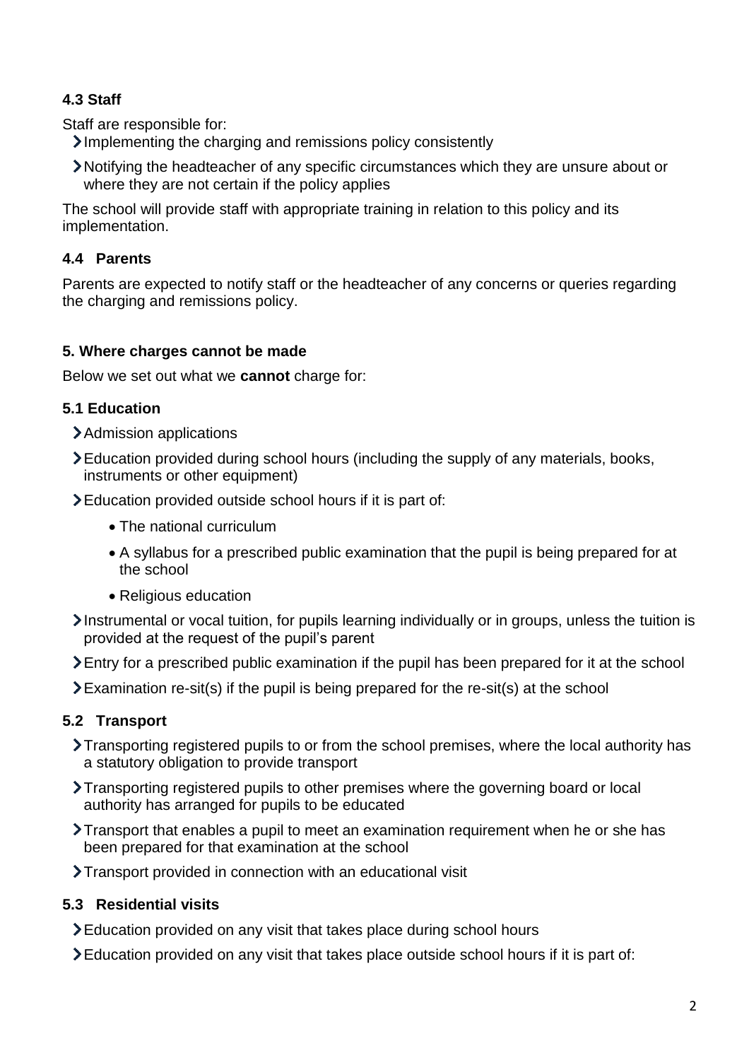### 4.3 Staff

Staff are responsible for:

- Implementing the charging and remissions policy consistently
- Notifying the headteacher of any specific circumstances which they are unsure about or where they are not certain if the policy applies

The school will provide staff with appropriate training in relation to this policy and its implementation.

### 4.4 Parents

Parents are expected to notify staff or the headteacher of any concerns or queries regarding the charging and remissions policy.

## 5. Where charges cannot be made

Below we set out what we **cannot** charge for:

### 5.1 Education

- Admission applications
- Education provided during school hours (including the supply of any materials, books, instruments or other equipment)
- Education provided outside school hours if it is part of:
  - The national curriculum
  - A syllabus for a prescribed public examination that the pupil is being prepared for at the school
  - Religious education
- Instrumental or vocal tuition, for pupils learning individually or in groups, unless the tuition is provided at the request of the pupil's parent
- Entry for a prescribed public examination if the pupil has been prepared for it at the school
- Examination re-sit(s) if the pupil is being prepared for the re-sit(s) at the school

### 5.2 Transport

- Transporting registered pupils to or from the school premises, where the local authority has a statutory obligation to provide transport
- Transporting registered pupils to other premises where the governing board or local authority has arranged for pupils to be educated
- Transport that enables a pupil to meet an examination requirement when he or she has been prepared for that examination at the school
- Transport provided in connection with an educational visit

### 5.3 Residential visits

- Education provided on any visit that takes place during school hours
- Education provided on any visit that takes place outside school hours if it is part of: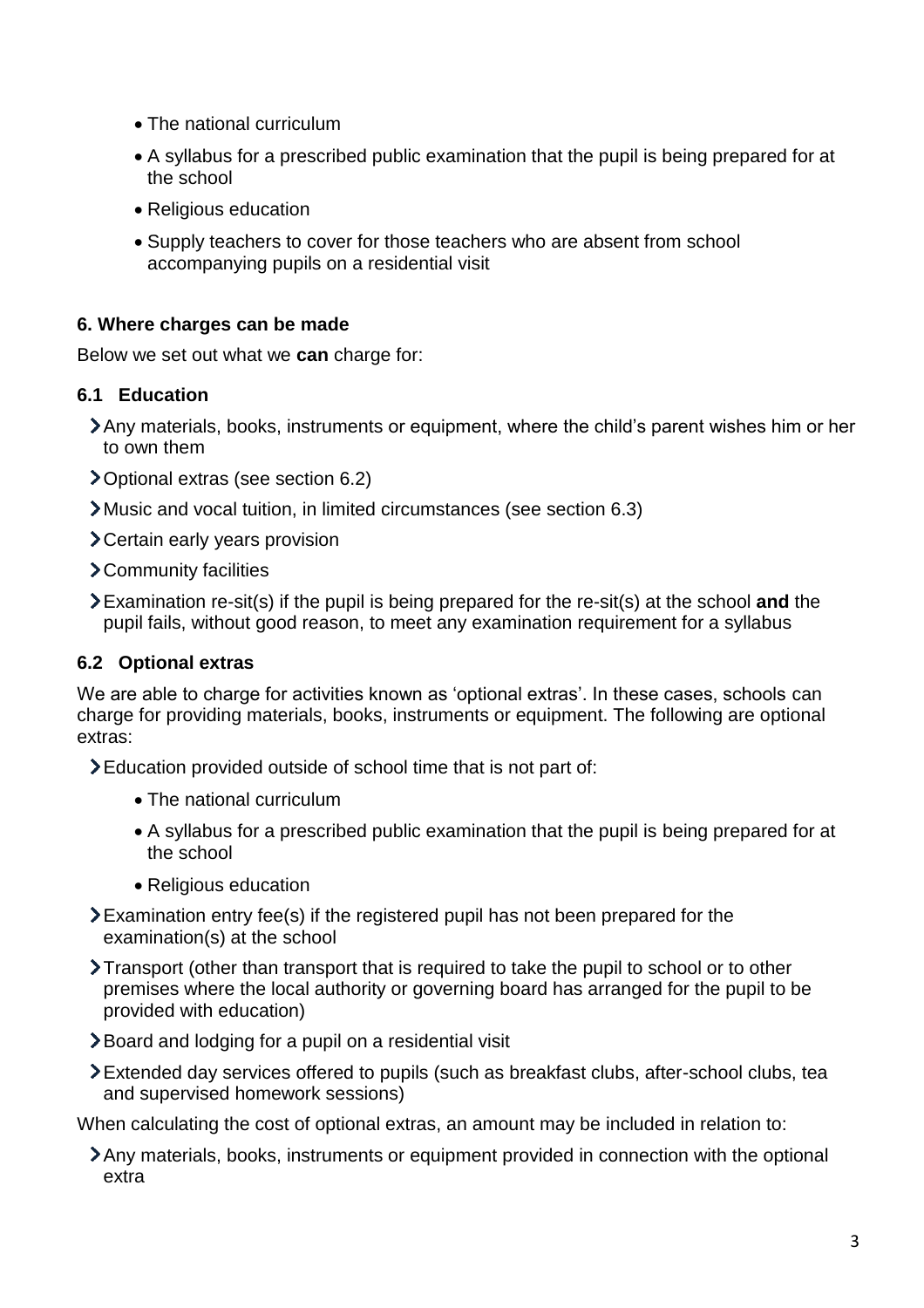- The national curriculum
- A syllabus for a prescribed public examination that the pupil is being prepared for at the school
- Religious education
- Supply teachers to cover for those teachers who are absent from school accompanying pupils on a residential visit

### 6. Where charges can be made

Below we set out what we **can** charge for:

### 6.1 Education

- Any materials, books, instruments or equipment, where the child's parent wishes him or her to own them
- Optional extras (see section 6.2)
- Music and vocal tuition, in limited circumstances (see section 6.3)
- Certain early years provision
- Community facilities
- Examination re-sit(s) if the pupil is being prepared for the re-sit(s) at the school **and** the pupil fails, without good reason, to meet any examination requirement for a syllabus

### 6.2 Optional extras

We are able to charge for activities known as 'optional extras'. In these cases, schools can charge for providing materials, books, instruments or equipment. The following are optional extras:

- Education provided outside of school time that is not part of:
  - The national curriculum
  - A syllabus for a prescribed public examination that the pupil is being prepared for at the school
  - Religious education
- Examination entry fee(s) if the registered pupil has not been prepared for the examination(s) at the school
- Transport (other than transport that is required to take the pupil to school or to other premises where the local authority or governing board has arranged for the pupil to be provided with education)
- Board and lodging for a pupil on a residential visit
- Extended day services offered to pupils (such as breakfast clubs, after-school clubs, tea and supervised homework sessions)

When calculating the cost of optional extras, an amount may be included in relation to:

- Any materials, books, instruments or equipment provided in connection with the optional extra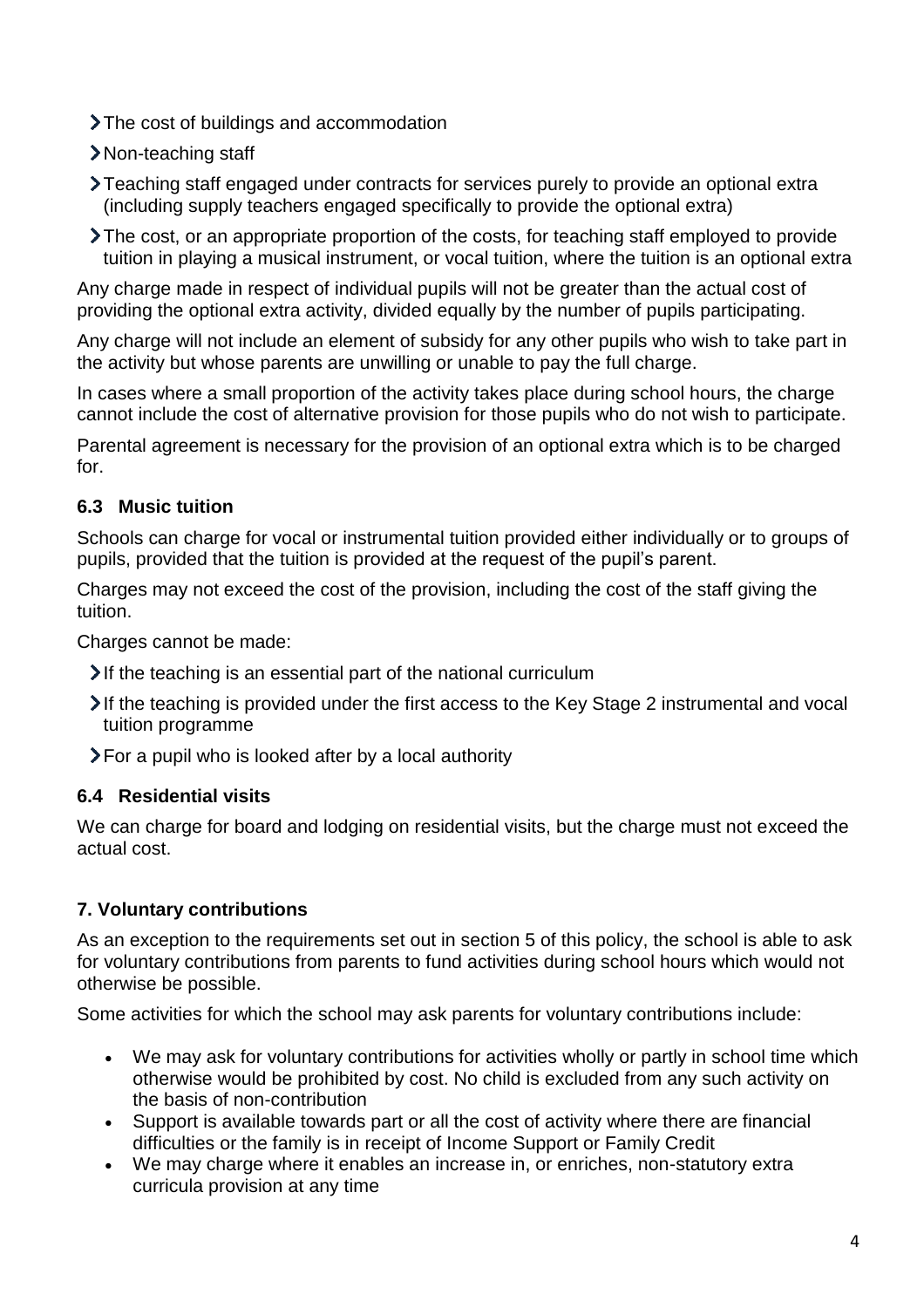- The cost of buildings and accommodation
- Non-teaching staff
- Teaching staff engaged under contracts for services purely to provide an optional extra (including supply teachers engaged specifically to provide the optional extra)
- The cost, or an appropriate proportion of the costs, for teaching staff employed to provide tuition in playing a musical instrument, or vocal tuition, where the tuition is an optional extra

Any charge made in respect of individual pupils will not be greater than the actual cost of providing the optional extra activity, divided equally by the number of pupils participating.

Any charge will not include an element of subsidy for any other pupils who wish to take part in the activity but whose parents are unwilling or unable to pay the full charge.

In cases where a small proportion of the activity takes place during school hours, the charge cannot include the cost of alternative provision for those pupils who do not wish to participate.

Parental agreement is necessary for the provision of an optional extra which is to be charged for.

### 6.3 Music tuition

Schools can charge for vocal or instrumental tuition provided either individually or to groups of pupils, provided that the tuition is provided at the request of the pupil's parent.

Charges may not exceed the cost of the provision, including the cost of the staff giving the tuition.

Charges cannot be made:

- If the teaching is an essential part of the national curriculum
- If the teaching is provided under the first access to the Key Stage 2 instrumental and vocal tuition programme
- For a pupil who is looked after by a local authority

### 6.4 Residential visits

We can charge for board and lodging on residential visits, but the charge must not exceed the actual cost.

## 7. Voluntary contributions

As an exception to the requirements set out in section 5 of this policy, the school is able to ask for voluntary contributions from parents to fund activities during school hours which would not otherwise be possible.

Some activities for which the school may ask parents for voluntary contributions include:

- We may ask for voluntary contributions for activities wholly or partly in school time which otherwise would be prohibited by cost. No child is excluded from any such activity on the basis of non-contribution
- Support is available towards part or all the cost of activity where there are financial difficulties or the family is in receipt of Income Support or Family Credit
- We may charge where it enables an increase in, or enriches, non-statutory extra curricula provision at any time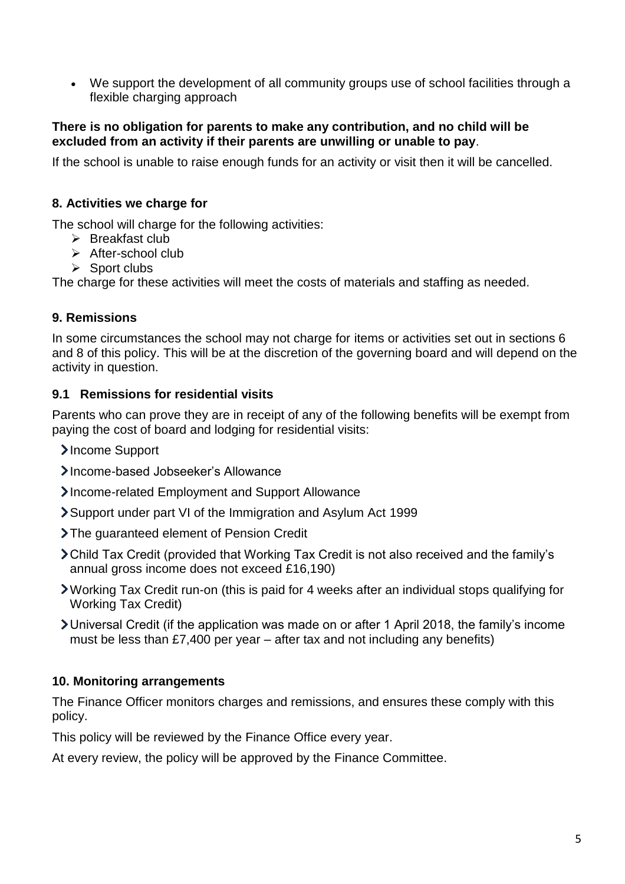- We support the development of all community groups use of school facilities through a flexible charging approach

**There is no obligation for parents to make any contribution, and no child will be excluded from an activity if their parents are unwilling or unable to pay**.

If the school is unable to raise enough funds for an activity or visit then it will be cancelled.

### 8. Activities we charge for

The school will charge for the following activities:

- Breakfast club
- After-school club
- Sport clubs

The charge for these activities will meet the costs of materials and staffing as needed.

### 9. Remissions

In some circumstances the school may not charge for items or activities set out in sections 6 and 8 of this policy. This will be at the discretion of the governing board and will depend on the activity in question.

#### 9.1 Remissions for residential visits

Parents who can prove they are in receipt of any of the following benefits will be exempt from paying the cost of board and lodging for residential visits:

- Income Support
- Income-based Jobseeker's Allowance
- Income-related Employment and Support Allowance
- Support under part VI of the Immigration and Asylum Act 1999
- The guaranteed element of Pension Credit
- Child Tax Credit (provided that Working Tax Credit is not also received and the family's annual gross income does not exceed £16,190)
- Working Tax Credit run-on (this is paid for 4 weeks after an individual stops qualifying for Working Tax Credit)
- Universal Credit (if the application was made on or after 1 April 2018, the family's income must be less than £7,400 per year – after tax and not including any benefits)

### 10. Monitoring arrangements

The Finance Officer monitors charges and remissions, and ensures these comply with this policy.

This policy will be reviewed by the Finance Office every year.

At every review, the policy will be approved by the Finance Committee.